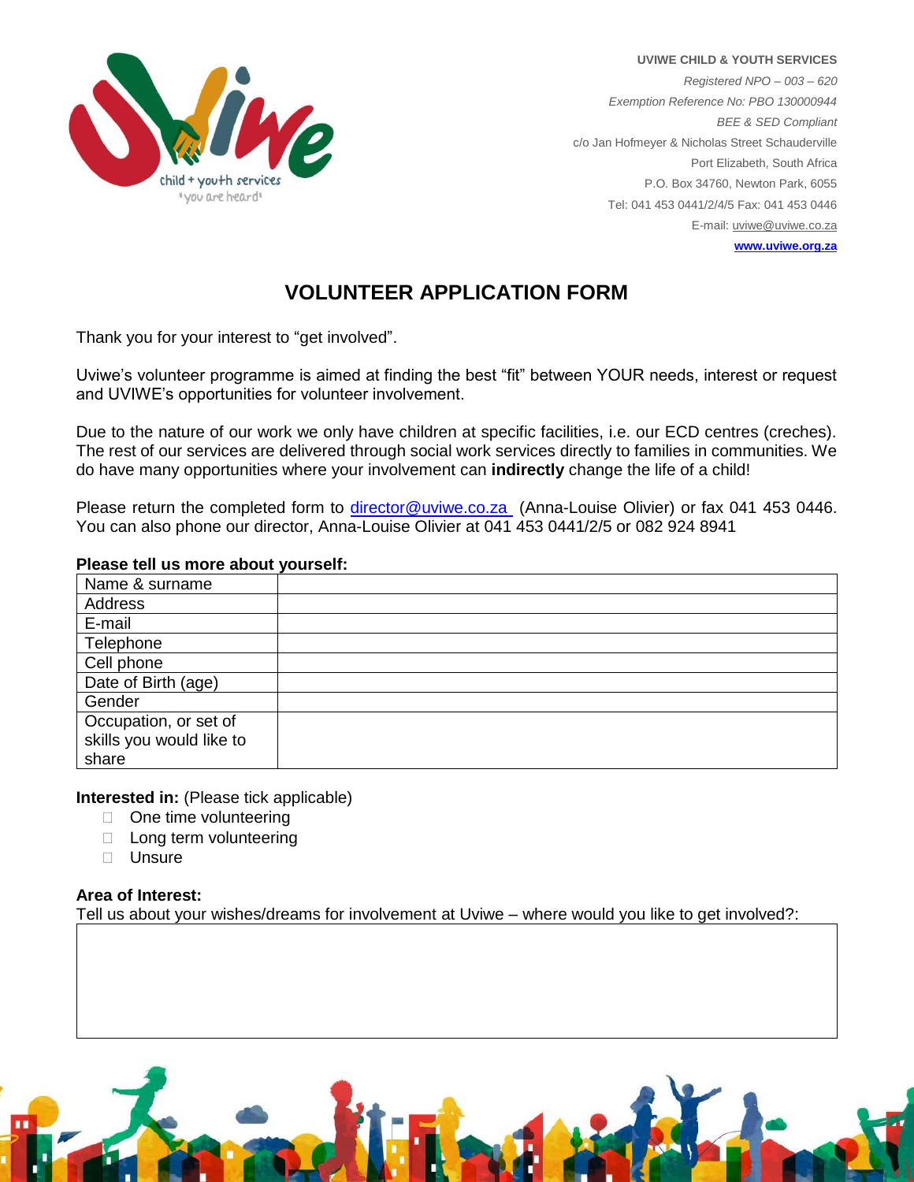**UVIWE CHILD & YOUTH SERVICES**

*Registered NPO – 003 – 620*

*Exemption Reference No: PBO 130000944*

*BEE & SED Compliant*

c/o Jan Hofmeyer & Nicholas Street Schauderville

Port Elizabeth, South Africa

P.O. Box 34760, Newton Park, 6055

Tel: 041 453 0441/2/4/5 Fax: 041 453 0446

E-mail: uviwe@uviwe.co.za

**www.uviwe.org.za**

# VOLUNTEER APPLICATION FORM

Thank you for your interest to "get involved".

Uviwe's volunteer programme is aimed at finding the best "fit" between YOUR needs, interest or request and UVIWE's opportunities for volunteer involvement.

Due to the nature of our work we only have children at specific facilities, i.e. our ECD centres (creches). The rest of our services are delivered through social work services directly to families in communities. We do have many opportunities where your involvement can **indirectly** change the life of a child!

Please return the completed form to director@uviwe.co.za (Anna-Louise Olivier) or fax 041 453 0446. You can also phone our director, Anna-Louise Olivier at 041 453 0441/2/5 or 082 924 8941

**Please tell us more about yourself:**

| | |
|---|---|
| Name & surname | |
| Address | |
| E-mail | |
| Telephone | |
| Cell phone | |
| Date of Birth (age) | |
| Gender | |
| Occupation, or set of skills you would like to share | |

**Interested in:** (Please tick applicable)

- ☐ One time volunteering
- ☐ Long term volunteering
- ☐ Unsure

**Area of Interest:**

Tell us about your wishes/dreams for involvement at Uviwe – where would you like to get involved?:

| |
|---|
| |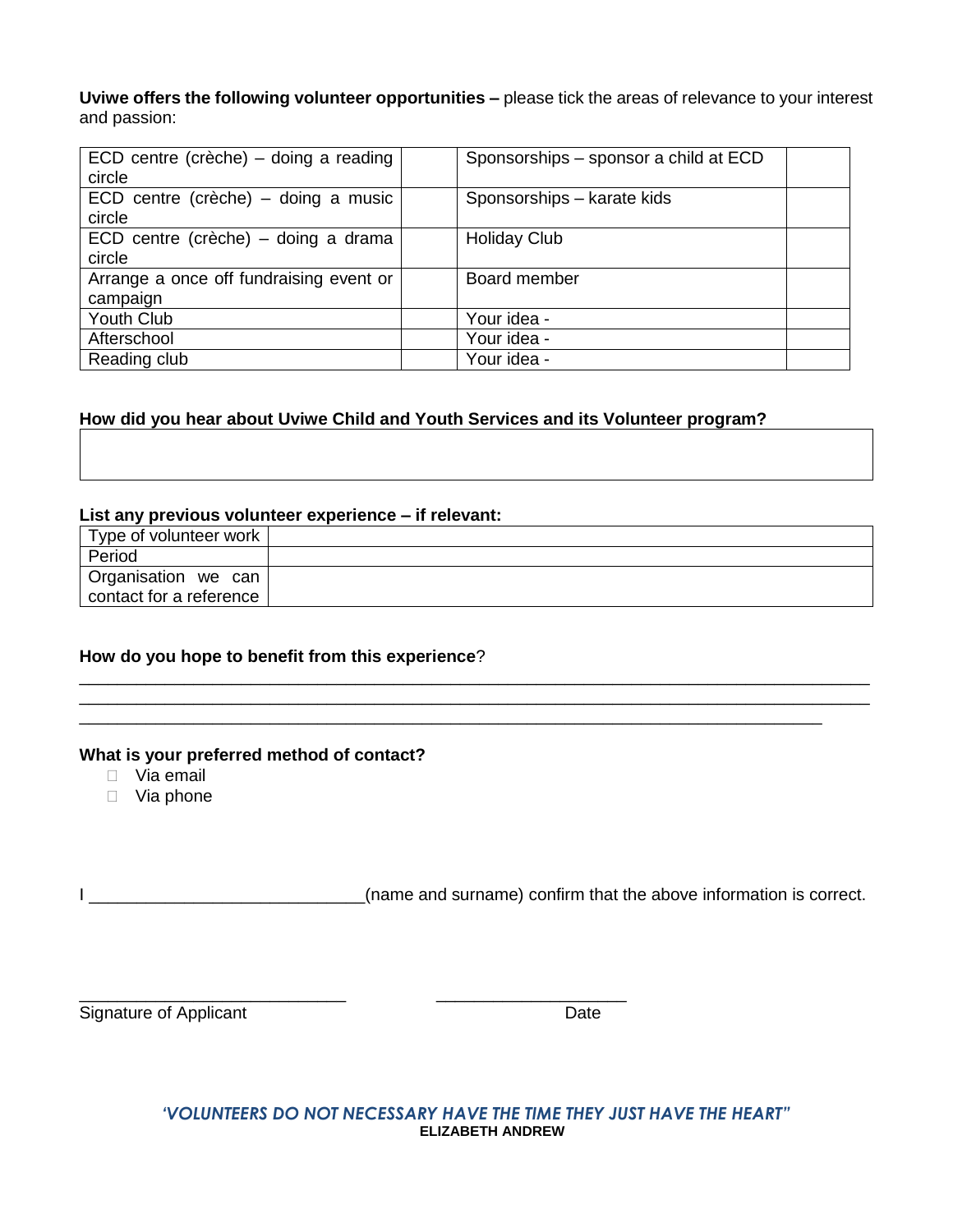**Uviwe offers the following volunteer opportunities –** please tick the areas of relevance to your interest and passion:

| | | | |
|---|---|---|---|
| ECD centre (crèche) – doing a reading circle | | Sponsorships – sponsor a child at ECD | |
| ECD centre (crèche) – doing a music circle | | Sponsorships – karate kids | |
| ECD centre (crèche) – doing a drama circle | | Holiday Club | |
| Arrange a once off fundraising event or campaign | | Board member | |
| Youth Club | | Your idea - | |
| Afterschool | | Your idea - | |
| Reading club | | Your idea - | |

**How did you hear about Uviwe Child and Youth Services and its Volunteer program?**

| |
|---|
| |

**List any previous volunteer experience – if relevant:**

| | |
|---|---|
| Type of volunteer work | |
| Period | |
| Organisation we can contact for a reference | |

**How do you hope to benefit from this experience**?

_______________________________________________________________________________

_______________________________________________________________________________

___________________________________________________________________________

**What is your preferred method of contact?**

- ☐ Via email
- ☐ Via phone

I ____________________________(name and surname) confirm that the above information is correct.

___________________________ ___________________

Signature of Applicant Date

***'VOLUNTEERS DO NOT NECESSARY HAVE THE TIME THEY JUST HAVE THE HEART"***

**ELIZABETH ANDREW**